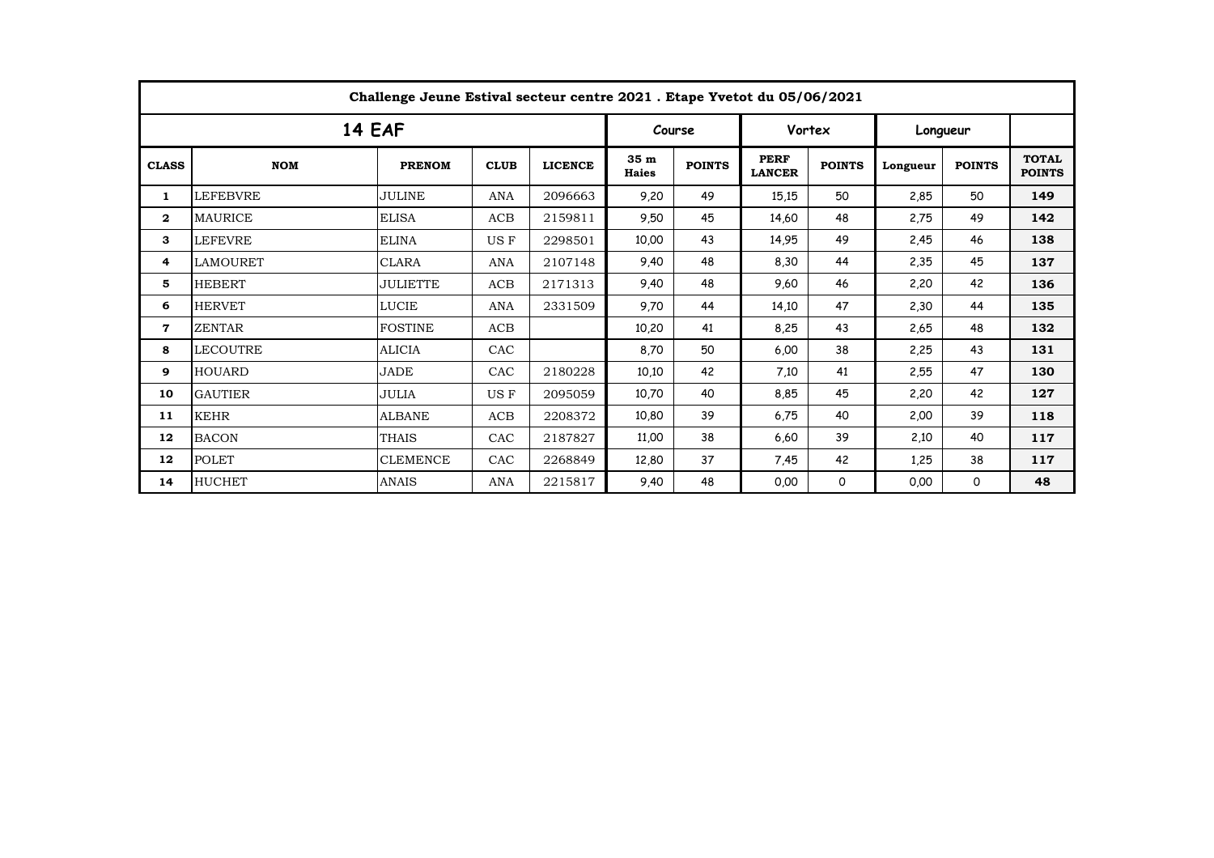| Challenge Jeune Estival secteur centre 2021 . Etape Yvetot du 05/06/2021 | | | | | | | | | | | |
|---|---|---|---|---|---|---|---|---|---|---|---|
| 14 EAF | | | | | Course | | Vortex | | Longueur | | |
| CLASS | NOM | PRENOM | CLUB | LICENCE | 35 m Haies | POINTS | PERF LANCER | POINTS | Longueur | POINTS | TOTAL POINTS |
| 1 | LEFEBVRE | JULINE | ANA | 2096663 | 9,20 | 49 | 15,15 | 50 | 2,85 | 50 | **149** |
| 2 | MAURICE | ELISA | ACB | 2159811 | 9,50 | 45 | 14,60 | 48 | 2,75 | 49 | **142** |
| 3 | LEFEVRE | ELINA | US F | 2298501 | 10,00 | 43 | 14,95 | 49 | 2,45 | 46 | **138** |
| 4 | LAMOURET | CLARA | ANA | 2107148 | 9,40 | 48 | 8,30 | 44 | 2,35 | 45 | **137** |
| 5 | HEBERT | JULIETTE | ACB | 2171313 | 9,40 | 48 | 9,60 | 46 | 2,20 | 42 | **136** |
| 6 | HERVET | LUCIE | ANA | 2331509 | 9,70 | 44 | 14,10 | 47 | 2,30 | 44 | **135** |
| 7 | ZENTAR | FOSTINE | ACB | | 10,20 | 41 | 8,25 | 43 | 2,65 | 48 | **132** |
| 8 | LECOUTRE | ALICIA | CAC | | 8,70 | 50 | 6,00 | 38 | 2,25 | 43 | **131** |
| 9 | HOUARD | JADE | CAC | 2180228 | 10,10 | 42 | 7,10 | 41 | 2,55 | 47 | **130** |
| 10 | GAUTIER | JULIA | US F | 2095059 | 10,70 | 40 | 8,85 | 45 | 2,20 | 42 | **127** |
| 11 | KEHR | ALBANE | ACB | 2208372 | 10,80 | 39 | 6,75 | 40 | 2,00 | 39 | **118** |
| 12 | BACON | THAIS | CAC | 2187827 | 11,00 | 38 | 6,60 | 39 | 2,10 | 40 | **117** |
| 12 | POLET | CLEMENCE | CAC | 2268849 | 12,80 | 37 | 7,45 | 42 | 1,25 | 38 | **117** |
| 14 | HUCHET | ANAIS | ANA | 2215817 | 9,40 | 48 | 0,00 | 0 | 0,00 | 0 | **48** |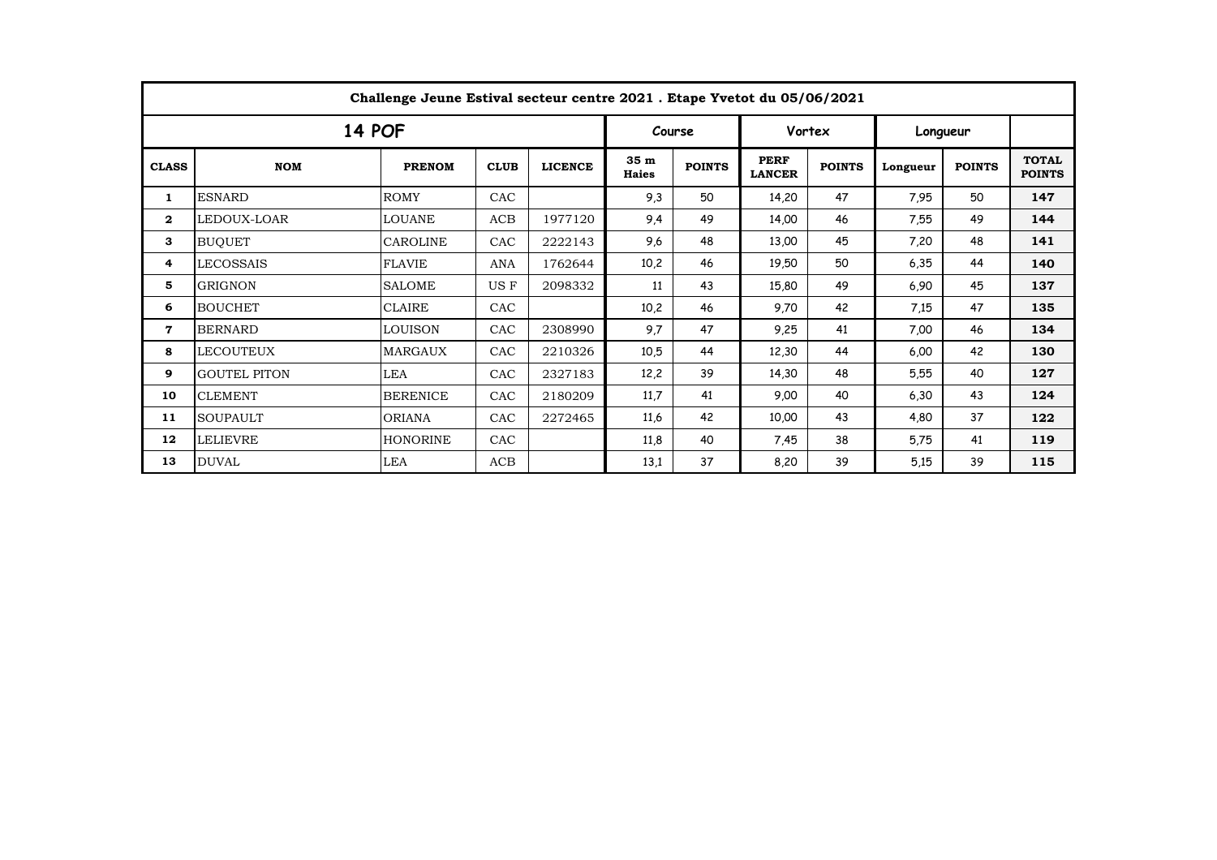| Challenge Jeune Estival secteur centre 2021 . Etape Yvetot du 05/06/2021 | | | | | | | | | | | |
|---|---|---|---|---|---|---|---|---|---|---|---|
| 14 POF | | | | | Course | | Vortex | | Longueur | | |
| CLASS | NOM | PRENOM | CLUB | LICENCE | 35 m Haies | POINTS | PERF LANCER | POINTS | Longueur | POINTS | TOTAL POINTS |
| 1 | ESNARD | ROMY | CAC | | 9,3 | 50 | 14,20 | 47 | 7,95 | 50 | **147** |
| 2 | LEDOUX-LOAR | LOUANE | ACB | 1977120 | 9,4 | 49 | 14,00 | 46 | 7,55 | 49 | **144** |
| 3 | BUQUET | CAROLINE | CAC | 2222143 | 9,6 | 48 | 13,00 | 45 | 7,20 | 48 | **141** |
| 4 | LECOSSAIS | FLAVIE | ANA | 1762644 | 10,2 | 46 | 19,50 | 50 | 6,35 | 44 | **140** |
| 5 | GRIGNON | SALOME | US F | 2098332 | 11 | 43 | 15,80 | 49 | 6,90 | 45 | **137** |
| 6 | BOUCHET | CLAIRE | CAC | | 10,2 | 46 | 9,70 | 42 | 7,15 | 47 | **135** |
| 7 | BERNARD | LOUISON | CAC | 2308990 | 9,7 | 47 | 9,25 | 41 | 7,00 | 46 | **134** |
| 8 | LECOUTEUX | MARGAUX | CAC | 2210326 | 10,5 | 44 | 12,30 | 44 | 6,00 | 42 | **130** |
| 9 | GOUTEL PITON | LEA | CAC | 2327183 | 12,2 | 39 | 14,30 | 48 | 5,55 | 40 | **127** |
| 10 | CLEMENT | BERENICE | CAC | 2180209 | 11,7 | 41 | 9,00 | 40 | 6,30 | 43 | **124** |
| 11 | SOUPAULT | ORIANA | CAC | 2272465 | 11,6 | 42 | 10,00 | 43 | 4,80 | 37 | **122** |
| 12 | LELIEVRE | HONORINE | CAC | | 11,8 | 40 | 7,45 | 38 | 5,75 | 41 | **119** |
| 13 | DUVAL | LEA | ACB | | 13,1 | 37 | 8,20 | 39 | 5,15 | 39 | **115** |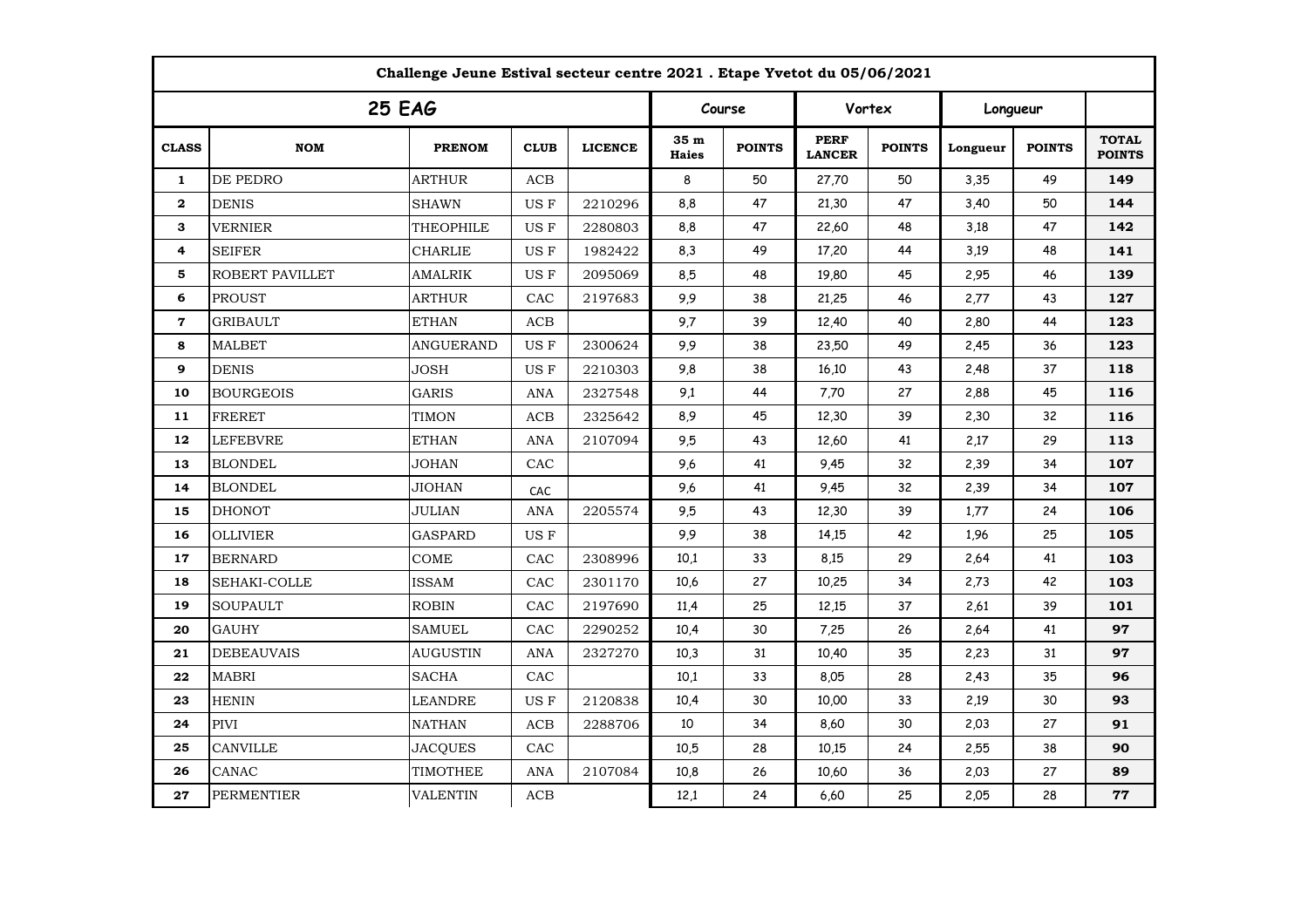**Challenge Jeune Estival secteur centre 2021 . Etape Yvetot du 05/06/2021**

| 25 EAG | | | | | Course | | Vortex | | Longueur | | |
|---|---|---|---|---|---|---|---|---|---|---|---|
| **CLASS** | **NOM** | **PRENOM** | **CLUB** | **LICENCE** | **35 m Haies** | **POINTS** | **PERF LANCER** | **POINTS** | **Longueur** | **POINTS** | **TOTAL POINTS** |
| 1 | DE PEDRO | ARTHUR | ACB | | 8 | 50 | 27,70 | 50 | 3,35 | 49 | **149** |
| 2 | DENIS | SHAWN | US F | 2210296 | 8,8 | 47 | 21,30 | 47 | 3,40 | 50 | **144** |
| 3 | VERNIER | THEOPHILE | US F | 2280803 | 8,8 | 47 | 22,60 | 48 | 3,18 | 47 | **142** |
| 4 | SEIFER | CHARLIE | US F | 1982422 | 8,3 | 49 | 17,20 | 44 | 3,19 | 48 | **141** |
| 5 | ROBERT PAVILLET | AMALRIK | US F | 2095069 | 8,5 | 48 | 19,80 | 45 | 2,95 | 46 | **139** |
| 6 | PROUST | ARTHUR | CAC | 2197683 | 9,9 | 38 | 21,25 | 46 | 2,77 | 43 | **127** |
| 7 | GRIBAULT | ETHAN | ACB | | 9,7 | 39 | 12,40 | 40 | 2,80 | 44 | **123** |
| 8 | MALBET | ANGUERAND | US F | 2300624 | 9,9 | 38 | 23,50 | 49 | 2,45 | 36 | **123** |
| 9 | DENIS | JOSH | US F | 2210303 | 9,8 | 38 | 16,10 | 43 | 2,48 | 37 | **118** |
| 10 | BOURGEOIS | GARIS | ANA | 2327548 | 9,1 | 44 | 7,70 | 27 | 2,88 | 45 | **116** |
| 11 | FRERET | TIMON | ACB | 2325642 | 8,9 | 45 | 12,30 | 39 | 2,30 | 32 | **116** |
| 12 | LEFEBVRE | ETHAN | ANA | 2107094 | 9,5 | 43 | 12,60 | 41 | 2,17 | 29 | **113** |
| 13 | BLONDEL | JOHAN | CAC | | 9,6 | 41 | 9,45 | 32 | 2,39 | 34 | **107** |
| 14 | BLONDEL | JIOHAN | CAC | | 9,6 | 41 | 9,45 | 32 | 2,39 | 34 | **107** |
| 15 | DHONOT | JULIAN | ANA | 2205574 | 9,5 | 43 | 12,30 | 39 | 1,77 | 24 | **106** |
| 16 | OLLIVIER | GASPARD | US F | | 9,9 | 38 | 14,15 | 42 | 1,96 | 25 | **105** |
| 17 | BERNARD | COME | CAC | 2308996 | 10,1 | 33 | 8,15 | 29 | 2,64 | 41 | **103** |
| 18 | SEHAKI-COLLE | ISSAM | CAC | 2301170 | 10,6 | 27 | 10,25 | 34 | 2,73 | 42 | **103** |
| 19 | SOUPAULT | ROBIN | CAC | 2197690 | 11,4 | 25 | 12,15 | 37 | 2,61 | 39 | **101** |
| 20 | GAUHY | SAMUEL | CAC | 2290252 | 10,4 | 30 | 7,25 | 26 | 2,64 | 41 | **97** |
| 21 | DEBEAUVAIS | AUGUSTIN | ANA | 2327270 | 10,3 | 31 | 10,40 | 35 | 2,23 | 31 | **97** |
| 22 | MABRI | SACHA | CAC | | 10,1 | 33 | 8,05 | 28 | 2,43 | 35 | **96** |
| 23 | HENIN | LEANDRE | US F | 2120838 | 10,4 | 30 | 10,00 | 33 | 2,19 | 30 | **93** |
| 24 | PIVI | NATHAN | ACB | 2288706 | 10 | 34 | 8,60 | 30 | 2,03 | 27 | **91** |
| 25 | CANVILLE | JACQUES | CAC | | 10,5 | 28 | 10,15 | 24 | 2,55 | 38 | **90** |
| 26 | CANAC | TIMOTHEE | ANA | 2107084 | 10,8 | 26 | 10,60 | 36 | 2,03 | 27 | **89** |
| 27 | PERMENTIER | VALENTIN | ACB | | 12,1 | 24 | 6,60 | 25 | 2,05 | 28 | **77** |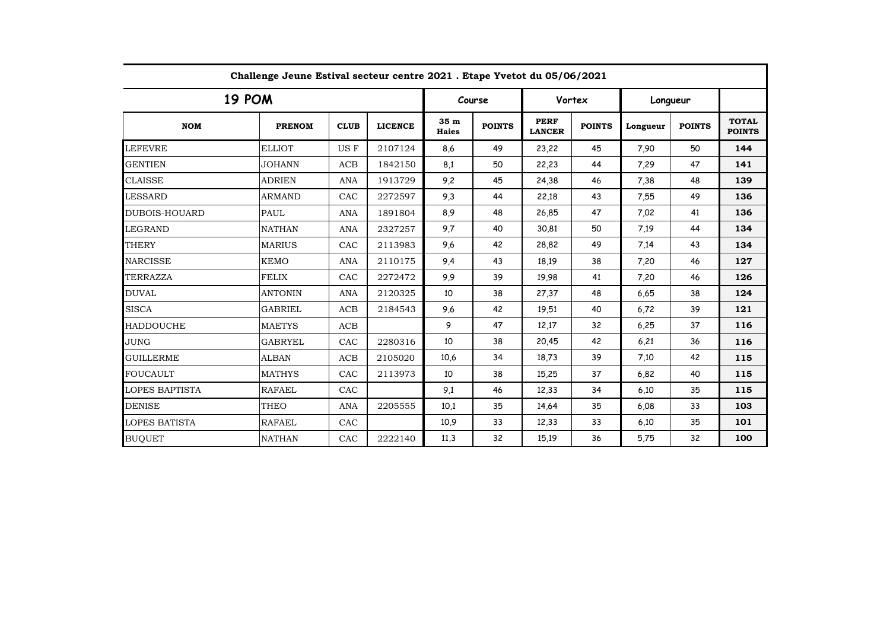| Challenge Jeune Estival secteur centre 2021 . Etape Yvetot du 05/06/2021 | | | | | | | | | | |
|---|---|---|---|---|---|---|---|---|---|---|
| **19 POM** | | | | Course | | Vortex | | Longueur | | |
| **NOM** | **PRENOM** | **CLUB** | **LICENCE** | **35 m Haies** | **POINTS** | **PERF LANCER** | **POINTS** | **Longueur** | **POINTS** | **TOTAL POINTS** |
| LEFEVRE | ELLIOT | US F | 2107124 | 8,6 | 49 | 23,22 | 45 | 7,90 | 50 | **144** |
| GENTIEN | JOHANN | ACB | 1842150 | 8,1 | 50 | 22,23 | 44 | 7,29 | 47 | **141** |
| CLAISSE | ADRIEN | ANA | 1913729 | 9,2 | 45 | 24,38 | 46 | 7,38 | 48 | **139** |
| LESSARD | ARMAND | CAC | 2272597 | 9,3 | 44 | 22,18 | 43 | 7,55 | 49 | **136** |
| DUBOIS-HOUARD | PAUL | ANA | 1891804 | 8,9 | 48 | 26,85 | 47 | 7,02 | 41 | **136** |
| LEGRAND | NATHAN | ANA | 2327257 | 9,7 | 40 | 30,81 | 50 | 7,19 | 44 | **134** |
| THERY | MARIUS | CAC | 2113983 | 9,6 | 42 | 28,82 | 49 | 7,14 | 43 | **134** |
| NARCISSE | KEMO | ANA | 2110175 | 9,4 | 43 | 18,19 | 38 | 7,20 | 46 | **127** |
| TERRAZZA | FELIX | CAC | 2272472 | 9,9 | 39 | 19,98 | 41 | 7,20 | 46 | **126** |
| DUVAL | ANTONIN | ANA | 2120325 | 10 | 38 | 27,37 | 48 | 6,65 | 38 | **124** |
| SISCA | GABRIEL | ACB | 2184543 | 9,6 | 42 | 19,51 | 40 | 6,72 | 39 | **121** |
| HADDOUCHE | MAETYS | ACB | | 9 | 47 | 12,17 | 32 | 6,25 | 37 | **116** |
| JUNG | GABRYEL | CAC | 2280316 | 10 | 38 | 20,45 | 42 | 6,21 | 36 | **116** |
| GUILLERME | ALBAN | ACB | 2105020 | 10,6 | 34 | 18,73 | 39 | 7,10 | 42 | **115** |
| FOUCAULT | MATHYS | CAC | 2113973 | 10 | 38 | 15,25 | 37 | 6,82 | 40 | **115** |
| LOPES BAPTISTA | RAFAEL | CAC | | 9,1 | 46 | 12,33 | 34 | 6,10 | 35 | **115** |
| DENISE | THEO | ANA | 2205555 | 10,1 | 35 | 14,64 | 35 | 6,08 | 33 | **103** |
| LOPES BATISTA | RAFAEL | CAC | | 10,9 | 33 | 12,33 | 33 | 6,10 | 35 | **101** |
| BUQUET | NATHAN | CAC | 2222140 | 11,3 | 32 | 15,19 | 36 | 5,75 | 32 | **100** |